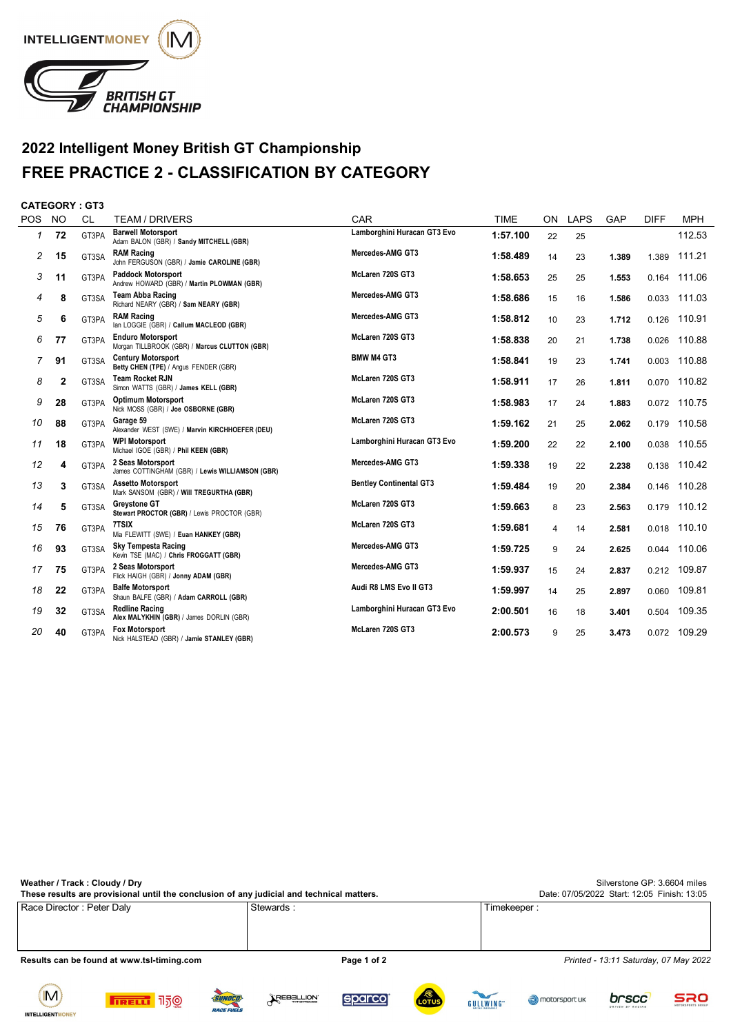INTELLIGENTMONEY

BRITISH GT CHAMPIONSHIP

# 2022 Intelligent Money British GT Championship

# FREE PRACTICE 2 - CLASSIFICATION BY CATEGORY

**CATEGORY : GT3**

| POS | NO | CL | TEAM / DRIVERS | CAR | TIME | ON | LAPS | GAP | DIFF | MPH |
|---|---|---|---|---|---|---|---|---|---|---|
| 1 | 72 | GT3PA | **Barwell Motorsport**<br>Adam BALON (GBR) / **Sandy MITCHELL (GBR)** | Lamborghini Huracan GT3 Evo | 1:57.100 | 22 | 25 | | | 112.53 |
| 2 | 15 | GT3SA | **RAM Racing**<br>John FERGUSON (GBR) / **Jamie CAROLINE (GBR)** | Mercedes-AMG GT3 | 1:58.489 | 14 | 23 | 1.389 | 1.389 | 111.21 |
| 3 | 11 | GT3PA | **Paddock Motorsport**<br>Andrew HOWARD (GBR) / **Martin PLOWMAN (GBR)** | McLaren 720S GT3 | 1:58.653 | 25 | 25 | 1.553 | 0.164 | 111.06 |
| 4 | 8 | GT3SA | **Team Abba Racing**<br>Richard NEARY (GBR) / **Sam NEARY (GBR)** | Mercedes-AMG GT3 | 1:58.686 | 15 | 16 | 1.586 | 0.033 | 111.03 |
| 5 | 6 | GT3PA | **RAM Racing**<br>Ian LOGGIE (GBR) / **Callum MACLEOD (GBR)** | Mercedes-AMG GT3 | 1:58.812 | 10 | 23 | 1.712 | 0.126 | 110.91 |
| 6 | 77 | GT3PA | **Enduro Motorsport**<br>Morgan TILLBROOK (GBR) / **Marcus CLUTTON (GBR)** | McLaren 720S GT3 | 1:58.838 | 20 | 21 | 1.738 | 0.026 | 110.88 |
| 7 | 91 | GT3SA | **Century Motorsport**<br>**Betty CHEN (TPE)** / Angus FENDER (GBR) | BMW M4 GT3 | 1:58.841 | 19 | 23 | 1.741 | 0.003 | 110.88 |
| 8 | 2 | GT3SA | **Team Rocket RJN**<br>Simon WATTS (GBR) / **James KELL (GBR)** | McLaren 720S GT3 | 1:58.911 | 17 | 26 | 1.811 | 0.070 | 110.82 |
| 9 | 28 | GT3PA | **Optimum Motorsport**<br>Nick MOSS (GBR) / **Joe OSBORNE (GBR)** | McLaren 720S GT3 | 1:58.983 | 17 | 24 | 1.883 | 0.072 | 110.75 |
| 10 | 88 | GT3PA | **Garage 59**<br>Alexander WEST (SWE) / **Marvin KIRCHHOEFER (DEU)** | McLaren 720S GT3 | 1:59.162 | 21 | 25 | 2.062 | 0.179 | 110.58 |
| 11 | 18 | GT3PA | **WPI Motorsport**<br>Michael IGOE (GBR) / **Phil KEEN (GBR)** | Lamborghini Huracan GT3 Evo | 1:59.200 | 22 | 22 | 2.100 | 0.038 | 110.55 |
| 12 | 4 | GT3PA | **2 Seas Motorsport**<br>James COTTINGHAM (GBR) / **Lewis WILLIAMSON (GBR)** | Mercedes-AMG GT3 | 1:59.338 | 19 | 22 | 2.238 | 0.138 | 110.42 |
| 13 | 3 | GT3SA | **Assetto Motorsport**<br>Mark SANSOM (GBR) / **Will TREGURTHA (GBR)** | Bentley Continental GT3 | 1:59.484 | 19 | 20 | 2.384 | 0.146 | 110.28 |
| 14 | 5 | GT3SA | **Greystone GT**<br>**Stewart PROCTOR (GBR)** / Lewis PROCTOR (GBR) | McLaren 720S GT3 | 1:59.663 | 8 | 23 | 2.563 | 0.179 | 110.12 |
| 15 | 76 | GT3PA | **7TSIX**<br>Mia FLEWITT (SWE) / **Euan HANKEY (GBR)** | McLaren 720S GT3 | 1:59.681 | 4 | 14 | 2.581 | 0.018 | 110.10 |
| 16 | 93 | GT3SA | **Sky Tempesta Racing**<br>Kevin TSE (MAC) / **Chris FROGGATT (GBR)** | Mercedes-AMG GT3 | 1:59.725 | 9 | 24 | 2.625 | 0.044 | 110.06 |
| 17 | 75 | GT3PA | **2 Seas Motorsport**<br>Flick HAIGH (GBR) / **Jonny ADAM (GBR)** | Mercedes-AMG GT3 | 1:59.937 | 15 | 24 | 2.837 | 0.212 | 109.87 |
| 18 | 22 | GT3PA | **Balfe Motorsport**<br>Shaun BALFE (GBR) / **Adam CARROLL (GBR)** | Audi R8 LMS Evo II GT3 | 1:59.997 | 14 | 25 | 2.897 | 0.060 | 109.81 |
| 19 | 32 | GT3SA | **Redline Racing**<br>**Alex MALYKHIN (GBR)** / James DORLIN (GBR) | Lamborghini Huracan GT3 Evo | 2:00.501 | 16 | 18 | 3.401 | 0.504 | 109.35 |
| 20 | 40 | GT3PA | **Fox Motorsport**<br>Nick HALSTEAD (GBR) / **Jamie STANLEY (GBR)** | McLaren 720S GT3 | 2:00.573 | 9 | 25 | 3.473 | 0.072 | 109.29 |

**Weather / Track : Cloudy / Dry**

**These results are provisional until the conclusion of any judicial and technical matters.**

Silverstone GP: 3.6604 miles

Date: 07/05/2022 Start: 12:05 Finish: 13:05

| Race Director : Peter Daly | Stewards : | Timekeeper : |
|---|---|---|

**Results can be found at www.tsl-timing.com**

*Printed - 13:11 Saturday, 07 May 2022*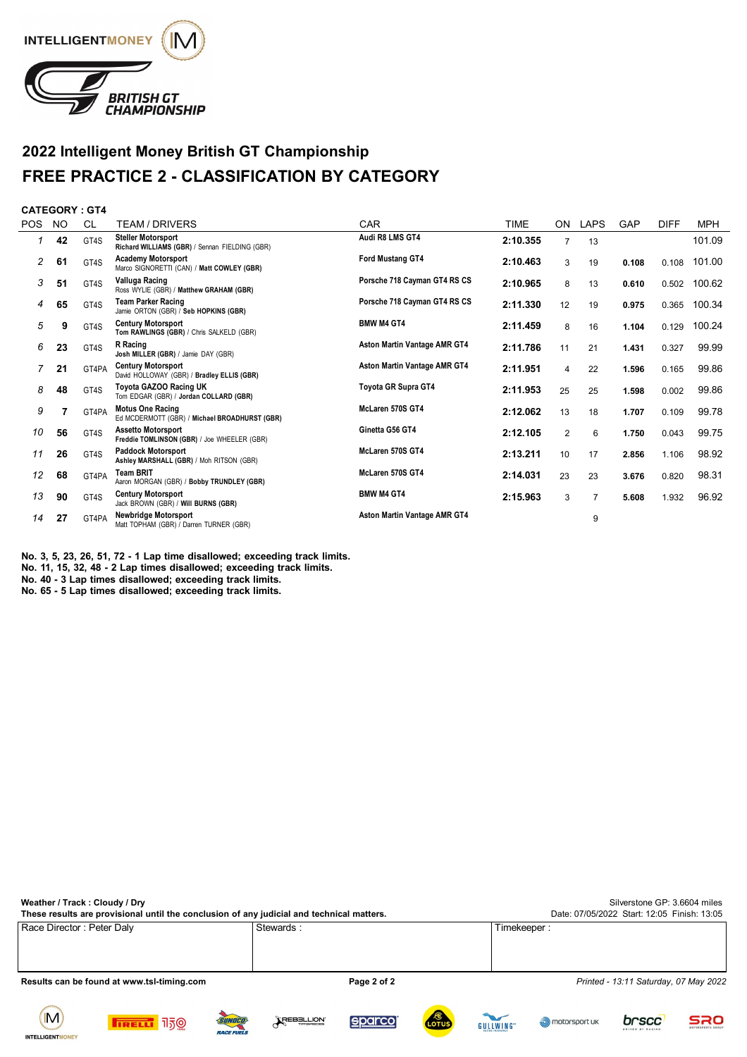# 2022 Intelligent Money British GT Championship

# FREE PRACTICE 2 - CLASSIFICATION BY CATEGORY

**CATEGORY : GT4**

| POS | NO | CL | TEAM / DRIVERS | CAR | TIME | ON | LAPS | GAP | DIFF | MPH |
|---|---|---|---|---|---|---|---|---|---|---|
| 1 | 42 | GT4S | **Steller Motorsport** **Richard WILLIAMS (GBR)** / Sennan FIELDING (GBR) | Audi R8 LMS GT4 | 2:10.355 | 7 | 13 | | | 101.09 |
| 2 | 61 | GT4S | **Academy Motorsport** Marco SIGNORETTI (CAN) / **Matt COWLEY (GBR)** | Ford Mustang GT4 | 2:10.463 | 3 | 19 | 0.108 | 0.108 | 101.00 |
| 3 | 51 | GT4S | **Valluga Racing** Ross WYLIE (GBR) / **Matthew GRAHAM (GBR)** | Porsche 718 Cayman GT4 RS CS | 2:10.965 | 8 | 13 | 0.610 | 0.502 | 100.62 |
| 4 | 65 | GT4S | **Team Parker Racing** Jamie ORTON (GBR) / **Seb HOPKINS (GBR)** | Porsche 718 Cayman GT4 RS CS | 2:11.330 | 12 | 19 | 0.975 | 0.365 | 100.34 |
| 5 | 9 | GT4S | **Century Motorsport** **Tom RAWLINGS (GBR)** / Chris SALKELD (GBR) | BMW M4 GT4 | 2:11.459 | 8 | 16 | 1.104 | 0.129 | 100.24 |
| 6 | 23 | GT4S | **R Racing** **Josh MILLER (GBR)** / Jamie DAY (GBR) | Aston Martin Vantage AMR GT4 | 2:11.786 | 11 | 21 | 1.431 | 0.327 | 99.99 |
| 7 | 21 | GT4PA | **Century Motorsport** David HOLLOWAY (GBR) / **Bradley ELLIS (GBR)** | Aston Martin Vantage AMR GT4 | 2:11.951 | 4 | 22 | 1.596 | 0.165 | 99.86 |
| 8 | 48 | GT4S | **Toyota GAZOO Racing UK** Tom EDGAR (GBR) / **Jordan COLLARD (GBR)** | Toyota GR Supra GT4 | 2:11.953 | 25 | 25 | 1.598 | 0.002 | 99.86 |
| 9 | 7 | GT4PA | **Motus One Racing** Ed MCDERMOTT (GBR) / **Michael BROADHURST (GBR)** | McLaren 570S GT4 | 2:12.062 | 13 | 18 | 1.707 | 0.109 | 99.78 |
| 10 | 56 | GT4S | **Assetto Motorsport** **Freddie TOMLINSON (GBR)** / Joe WHEELER (GBR) | Ginetta G56 GT4 | 2:12.105 | 2 | 6 | 1.750 | 0.043 | 99.75 |
| 11 | 26 | GT4S | **Paddock Motorsport** **Ashley MARSHALL (GBR)** / Moh RITSON (GBR) | McLaren 570S GT4 | 2:13.211 | 10 | 17 | 2.856 | 1.106 | 98.92 |
| 12 | 68 | GT4PA | **Team BRIT** Aaron MORGAN (GBR) / **Bobby TRUNDLEY (GBR)** | McLaren 570S GT4 | 2:14.031 | 23 | 23 | 3.676 | 0.820 | 98.31 |
| 13 | 90 | GT4S | **Century Motorsport** Jack BROWN (GBR) / **Will BURNS (GBR)** | BMW M4 GT4 | 2:15.963 | 3 | 7 | 5.608 | 1.932 | 96.92 |
| 14 | 27 | GT4PA | **Newbridge Motorsport** Matt TOPHAM (GBR) / Darren TURNER (GBR) | Aston Martin Vantage AMR GT4 | | | 9 | | | |

**No. 3, 5, 23, 26, 51, 72 - 1 Lap time disallowed; exceeding track limits.**
**No. 11, 15, 32, 48 - 2 Lap times disallowed; exceeding track limits.**
**No. 40 - 3 Lap times disallowed; exceeding track limits.**
**No. 65 - 5 Lap times disallowed; exceeding track limits.**

**Weather / Track : Cloudy / Dry**
**These results are provisional until the conclusion of any judicial and technical matters.**

Silverstone GP: 3.6604 miles
Date: 07/05/2022 Start: 12:05 Finish: 13:05

| Race Director : Peter Daly | Stewards : | Timekeeper : |
|---|---|---|

**Results can be found at www.tsl-timing.com**

*Printed - 13:11 Saturday, 07 May 2022*